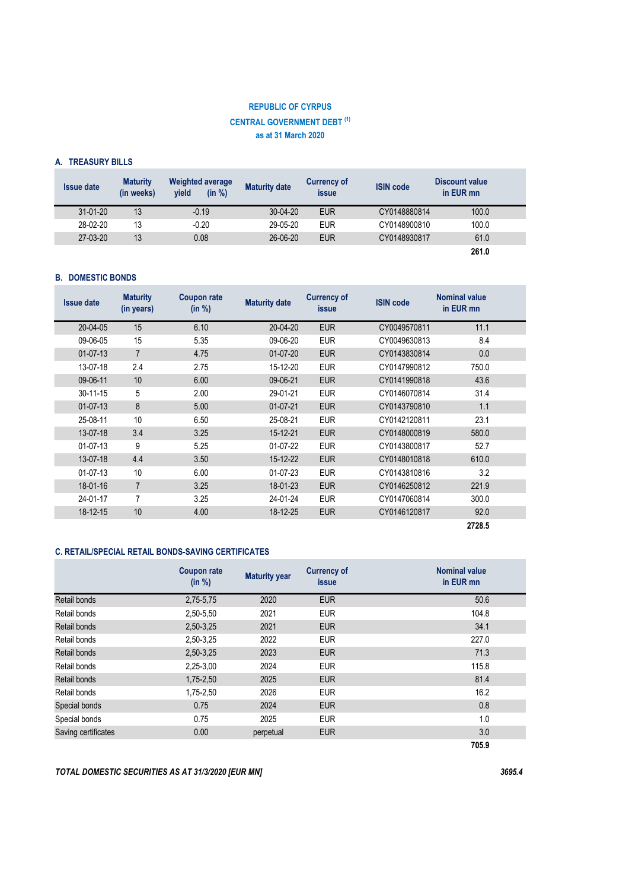# REPUBLIC OF CYPRUS

## CENTRAL GOVERNMENT DEBT [(1)]

### as at 31 March 2020

### A. TREASURY BILLS

| Issue date | Maturity (in weeks) | Weighted average yield (in %) | Maturity date | Currency of issue | ISIN code | Discount value in EUR mn |
|---|---|---|---|---|---|---|
| 31-01-20 | 13 | -0.19 | 30-04-20 | EUR | CY0148880814 | 100.0 |
| 28-02-20 | 13 | -0.20 | 29-05-20 | EUR | CY0148900810 | 100.0 |
| 27-03-20 | 13 | 0.08 | 26-06-20 | EUR | CY0148930817 | 61.0 |
| | | | | | | **261.0** |

### B. DOMESTIC BONDS

| Issue date | Maturity (in years) | Coupon rate (in %) | Maturity date | Currency of issue | ISIN code | Nominal value in EUR mn |
|---|---|---|---|---|---|---|
| 20-04-05 | 15 | 6.10 | 20-04-20 | EUR | CY0049570811 | 11.1 |
| 09-06-05 | 15 | 5.35 | 09-06-20 | EUR | CY0049630813 | 8.4 |
| 01-07-13 | 7 | 4.75 | 01-07-20 | EUR | CY0143830814 | 0.0 |
| 13-07-18 | 2.4 | 2.75 | 15-12-20 | EUR | CY0147990812 | 750.0 |
| 09-06-11 | 10 | 6.00 | 09-06-21 | EUR | CY0141990818 | 43.6 |
| 30-11-15 | 5 | 2.00 | 29-01-21 | EUR | CY0146070814 | 31.4 |
| 01-07-13 | 8 | 5.00 | 01-07-21 | EUR | CY0143790810 | 1.1 |
| 25-08-11 | 10 | 6.50 | 25-08-21 | EUR | CY0142120811 | 23.1 |
| 13-07-18 | 3.4 | 3.25 | 15-12-21 | EUR | CY0148000819 | 580.0 |
| 01-07-13 | 9 | 5.25 | 01-07-22 | EUR | CY0143800817 | 52.7 |
| 13-07-18 | 4.4 | 3.50 | 15-12-22 | EUR | CY0148010818 | 610.0 |
| 01-07-13 | 10 | 6.00 | 01-07-23 | EUR | CY0143810816 | 3.2 |
| 18-01-16 | 7 | 3.25 | 18-01-23 | EUR | CY0146250812 | 221.9 |
| 24-01-17 | 7 | 3.25 | 24-01-24 | EUR | CY0147060814 | 300.0 |
| 18-12-15 | 10 | 4.00 | 18-12-25 | EUR | CY0146120817 | 92.0 |
| | | | | | | **2728.5** |

### C. RETAIL/SPECIAL RETAIL BONDS-SAVING CERTIFICATES

| | Coupon rate (in %) | Maturity year | Currency of issue | Nominal value in EUR mn |
|---|---|---|---|---|
| Retail bonds | 2,75-5,75 | 2020 | EUR | 50.6 |
| Retail bonds | 2,50-5,50 | 2021 | EUR | 104.8 |
| Retail bonds | 2,50-3,25 | 2021 | EUR | 34.1 |
| Retail bonds | 2,50-3,25 | 2022 | EUR | 227.0 |
| Retail bonds | 2,50-3,25 | 2023 | EUR | 71.3 |
| Retail bonds | 2,25-3,00 | 2024 | EUR | 115.8 |
| Retail bonds | 1,75-2,50 | 2025 | EUR | 81.4 |
| Retail bonds | 1,75-2,50 | 2026 | EUR | 16.2 |
| Special bonds | 0.75 | 2024 | EUR | 0.8 |
| Special bonds | 0.75 | 2025 | EUR | 1.0 |
| Saving certificates | 0.00 | perpetual | EUR | 3.0 |
| | | | | **705.9** |

***TOTAL DOMESTIC SECURITIES AS AT 31/3/2020 [EUR MN]*** ***3695.4***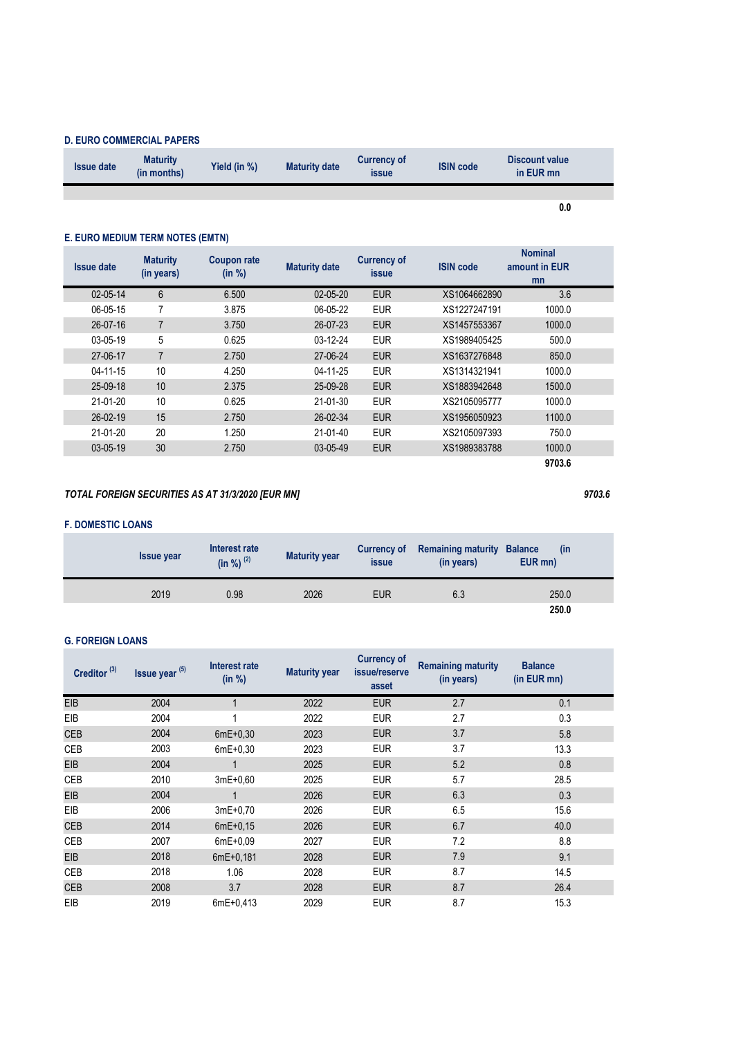**D. EURO COMMERCIAL PAPERS**

| Issue date | Maturity (in months) | Yield (in %) | Maturity date | Currency of issue | ISIN code | Discount value in EUR mn |
|---|---|---|---|---|---|---|
| | | | | | | |
| | | | | | | **0.0** |

**E. EURO MEDIUM TERM NOTES (EMTN)**

| Issue date | Maturity (in years) | Coupon rate (in %) | Maturity date | Currency of issue | ISIN code | Nominal amount in EUR mn |
|---|---|---|---|---|---|---|
| 02-05-14 | 6 | 6.500 | 02-05-20 | EUR | XS1064662890 | 3.6 |
| 06-05-15 | 7 | 3.875 | 06-05-22 | EUR | XS1227247191 | 1000.0 |
| 26-07-16 | 7 | 3.750 | 26-07-23 | EUR | XS1457553367 | 1000.0 |
| 03-05-19 | 5 | 0.625 | 03-12-24 | EUR | XS1989405425 | 500.0 |
| 27-06-17 | 7 | 2.750 | 27-06-24 | EUR | XS1637276848 | 850.0 |
| 04-11-15 | 10 | 4.250 | 04-11-25 | EUR | XS1314321941 | 1000.0 |
| 25-09-18 | 10 | 2.375 | 25-09-28 | EUR | XS1883942648 | 1500.0 |
| 21-01-20 | 10 | 0.625 | 21-01-30 | EUR | XS2105095777 | 1000.0 |
| 26-02-19 | 15 | 2.750 | 26-02-34 | EUR | XS1956050923 | 1100.0 |
| 21-01-20 | 20 | 1.250 | 21-01-40 | EUR | XS2105097393 | 750.0 |
| 03-05-19 | 30 | 2.750 | 03-05-49 | EUR | XS1989383788 | 1000.0 |
| | | | | | | **9703.6** |

***TOTAL FOREIGN SECURITIES AS AT 31/3/2020 [EUR MN]*** ***9703.6***

**F. DOMESTIC LOANS**

| Issue year | Interest rate (in %) [2] | Maturity year | Currency of issue | Remaining maturity (in years) | Balance (in EUR mn) |
|---|---|---|---|---|---|
| 2019 | 0.98 | 2026 | EUR | 6.3 | 250.0 |
| | | | | | **250.0** |

**G. FOREIGN LOANS**

| Creditor [3] | Issue year [5] | Interest rate (in %) | Maturity year | Currency of issue/reserve asset | Remaining maturity (in years) | Balance (in EUR mn) |
|---|---|---|---|---|---|---|
| EIB | 2004 | 1 | 2022 | EUR | 2.7 | 0.1 |
| EIB | 2004 | 1 | 2022 | EUR | 2.7 | 0.3 |
| CEB | 2004 | 6mE+0,30 | 2023 | EUR | 3.7 | 5.8 |
| CEB | 2003 | 6mE+0,30 | 2023 | EUR | 3.7 | 13.3 |
| EIB | 2004 | 1 | 2025 | EUR | 5.2 | 0.8 |
| CEB | 2010 | 3mE+0,60 | 2025 | EUR | 5.7 | 28.5 |
| EIB | 2004 | 1 | 2026 | EUR | 6.3 | 0.3 |
| EIB | 2006 | 3mE+0,70 | 2026 | EUR | 6.5 | 15.6 |
| CEB | 2014 | 6mE+0,15 | 2026 | EUR | 6.7 | 40.0 |
| CEB | 2007 | 6mE+0,09 | 2027 | EUR | 7.2 | 8.8 |
| EIB | 2018 | 6mE+0,181 | 2028 | EUR | 7.9 | 9.1 |
| CEB | 2018 | 1.06 | 2028 | EUR | 8.7 | 14.5 |
| CEB | 2008 | 3.7 | 2028 | EUR | 8.7 | 26.4 |
| EIB | 2019 | 6mE+0,413 | 2029 | EUR | 8.7 | 15.3 |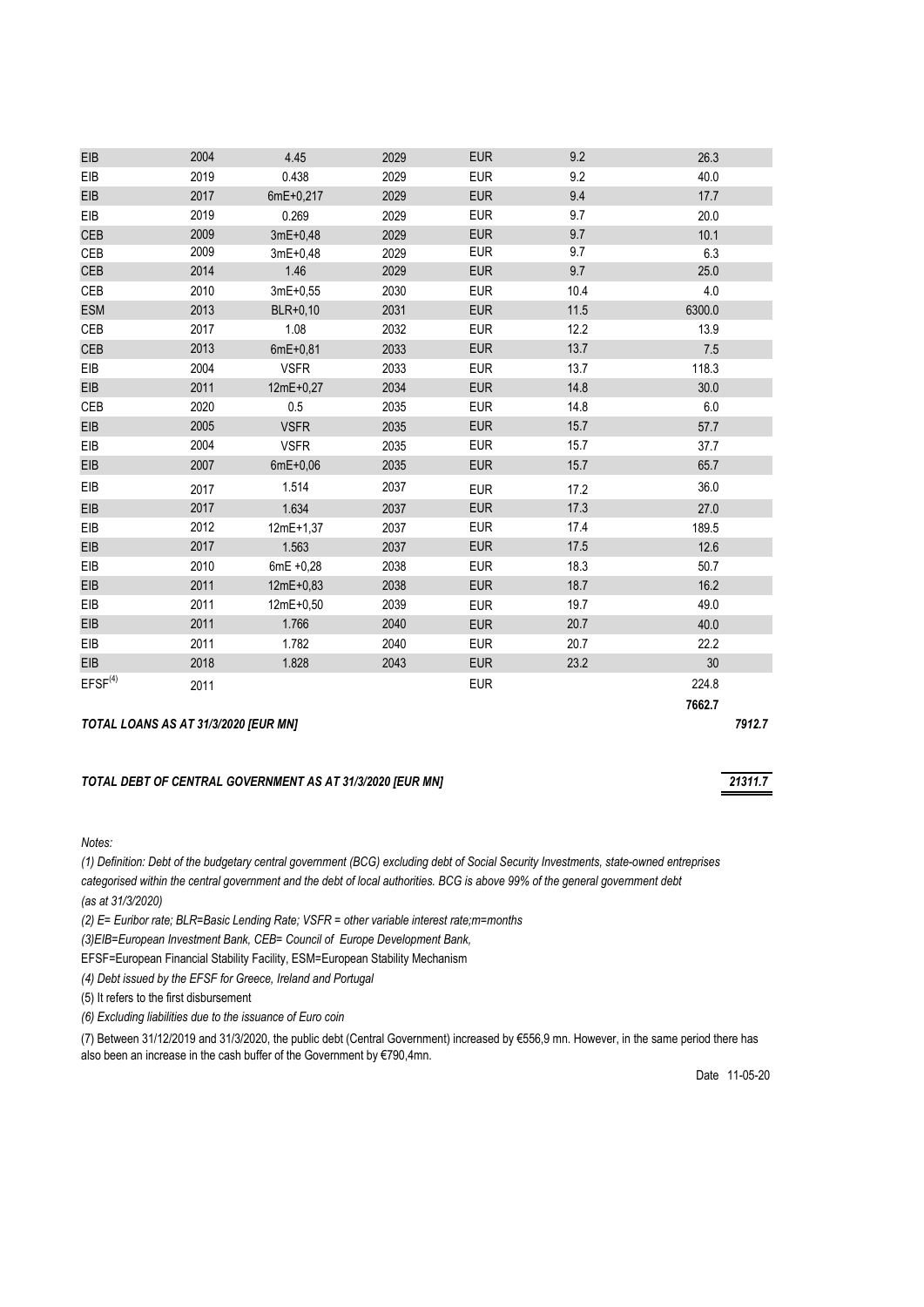| | | | | | | | |
|---|---|---|---|---|---|---|---|
| EIB | 2004 | 4.45 | 2029 | EUR | 9.2 | 26.3 | |
| EIB | 2019 | 0.438 | 2029 | EUR | 9.2 | 40.0 | |
| EIB | 2017 | 6mE+0,217 | 2029 | EUR | 9.4 | 17.7 | |
| EIB | 2019 | 0.269 | 2029 | EUR | 9.7 | 20.0 | |
| CEB | 2009 | 3mE+0,48 | 2029 | EUR | 9.7 | 10.1 | |
| CEB | 2009 | 3mE+0,48 | 2029 | EUR | 9.7 | 6.3 | |
| CEB | 2014 | 1.46 | 2029 | EUR | 9.7 | 25.0 | |
| CEB | 2010 | 3mE+0,55 | 2030 | EUR | 10.4 | 4.0 | |
| ESM | 2013 | BLR+0,10 | 2031 | EUR | 11.5 | 6300.0 | |
| CEB | 2017 | 1.08 | 2032 | EUR | 12.2 | 13.9 | |
| CEB | 2013 | 6mE+0,81 | 2033 | EUR | 13.7 | 7.5 | |
| EIB | 2004 | VSFR | 2033 | EUR | 13.7 | 118.3 | |
| EIB | 2011 | 12mE+0,27 | 2034 | EUR | 14.8 | 30.0 | |
| CEB | 2020 | 0.5 | 2035 | EUR | 14.8 | 6.0 | |
| EIB | 2005 | VSFR | 2035 | EUR | 15.7 | 57.7 | |
| EIB | 2004 | VSFR | 2035 | EUR | 15.7 | 37.7 | |
| EIB | 2007 | 6mE+0,06 | 2035 | EUR | 15.7 | 65.7 | |
| EIB | 2017 | 1.514 | 2037 | EUR | 17.2 | 36.0 | |
| EIB | 2017 | 1.634 | 2037 | EUR | 17.3 | 27.0 | |
| EIB | 2012 | 12mE+1,37 | 2037 | EUR | 17.4 | 189.5 | |
| EIB | 2017 | 1.563 | 2037 | EUR | 17.5 | 12.6 | |
| EIB | 2010 | 6mE +0,28 | 2038 | EUR | 18.3 | 50.7 | |
| EIB | 2011 | 12mE+0,83 | 2038 | EUR | 18.7 | 16.2 | |
| EIB | 2011 | 12mE+0,50 | 2039 | EUR | 19.7 | 49.0 | |
| EIB | 2011 | 1.766 | 2040 | EUR | 20.7 | 40.0 | |
| EIB | 2011 | 1.782 | 2040 | EUR | 20.7 | 22.2 | |
| EIB | 2018 | 1.828 | 2043 | EUR | 23.2 | 30 | |
| EFSF[4] | 2011 | | | EUR | | 224.8 | |
| | | | | | | **7662.7** | |
| ***TOTAL LOANS AS AT 31/3/2020 [EUR MN]*** | | | | | | | ***7912.7*** |
| ***TOTAL DEBT OF CENTRAL GOVERNMENT AS AT 31/3/2020 [EUR MN]*** | | | | | | | ***21311.7*** |

*Notes:*

*(1) Definition: Debt of the budgetary central government (BCG) excluding debt of Social Security Investments, state-owned entreprises categorised within the central government and the debt of local authorities. BCG is above 99% of the general government debt (as at 31/3/2020)*

*(2) E= Euribor rate; BLR=Basic Lending Rate; VSFR = other variable interest rate;m=months*

*(3)EIB=European Investment Bank, CEB= Council of Europe Development Bank,*

EFSF=European Financial Stability Facility, ESM=European Stability Mechanism

*(4) Debt issued by the EFSF for Greece, Ireland and Portugal*

(5) It refers to the first disbursement

*(6) Excluding liabilities due to the issuance of Euro coin*

(7) Between 31/12/2019 and 31/3/2020, the public debt (Central Government) increased by €556,9 mn. However, in the same period there has also been an increase in the cash buffer of the Government by €790,4mn.

Date 11-05-20